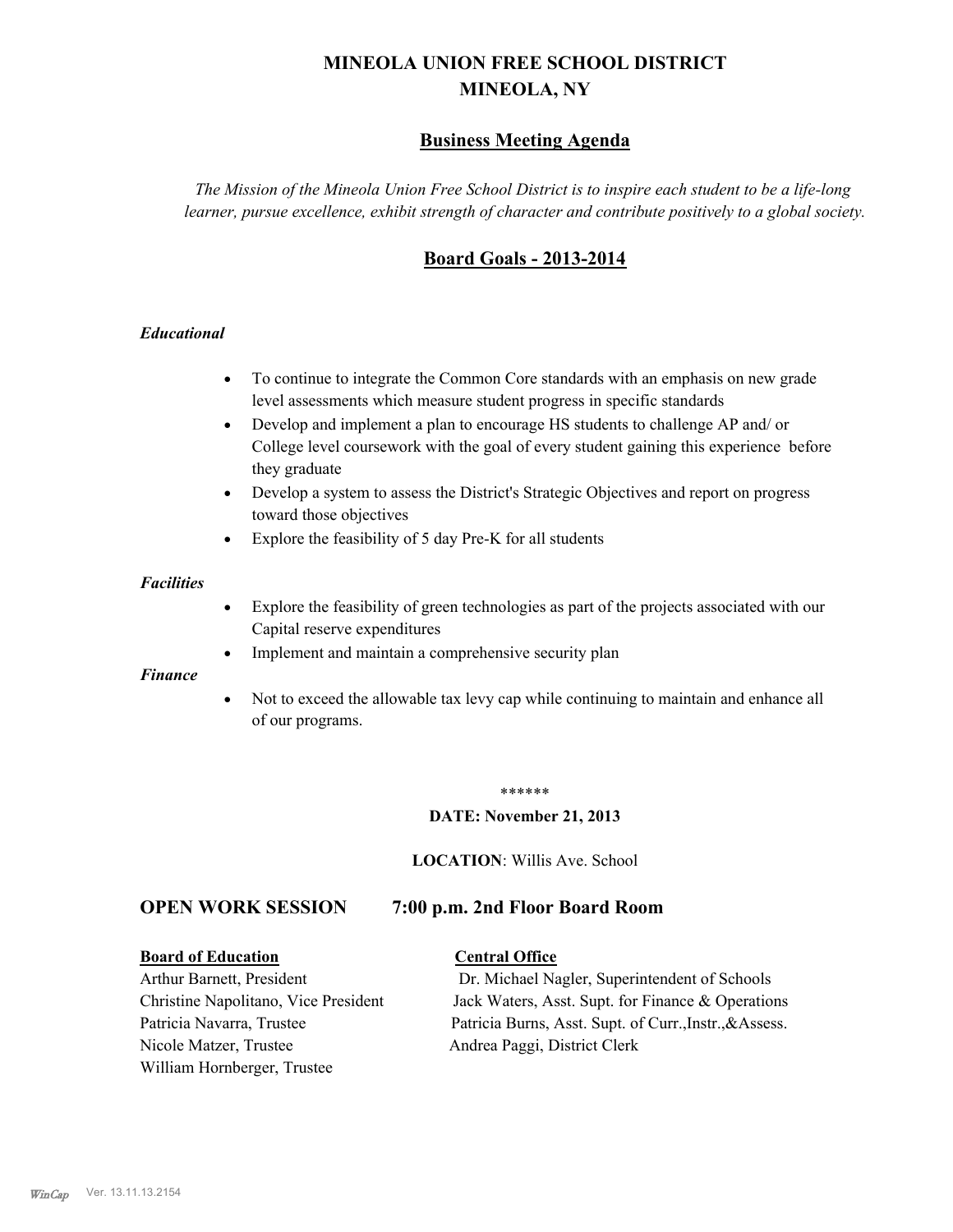# MINEOLA UNION FREE SCHOOL DISTRICT
# MINEOLA, NY

## Business Meeting Agenda

*The Mission of the Mineola Union Free School District is to inspire each student to be a life-long learner, pursue excellence, exhibit strength of character and contribute positively to a global society.*

## Board Goals - 2013-2014

### *Educational*

- To continue to integrate the Common Core standards with an emphasis on new grade level assessments which measure student progress in specific standards
- Develop and implement a plan to encourage HS students to challenge AP and/ or College level coursework with the goal of every student gaining this experience before they graduate
- Develop a system to assess the District's Strategic Objectives and report on progress toward those objectives
- Explore the feasibility of 5 day Pre-K for all students

### *Facilities*

- Explore the feasibility of green technologies as part of the projects associated with our Capital reserve expenditures
- Implement and maintain a comprehensive security plan

### *Finance*

- Not to exceed the allowable tax levy cap while continuing to maintain and enhance all of our programs.

\*\*\*\*\*\*

**DATE: November 21, 2013**

**LOCATION**: Willis Ave. School

## OPEN WORK SESSION 7:00 p.m. 2nd Floor Board Room

| **Board of Education** | **Central Office** |
|---|---|
| Arthur Barnett, President | Dr. Michael Nagler, Superintendent of Schools |
| Christine Napolitano, Vice President | Jack Waters, Asst. Supt. for Finance & Operations |
| Patricia Navarra, Trustee | Patricia Burns, Asst. Supt. of Curr.,Instr.,&Assess. |
| Nicole Matzer, Trustee | Andrea Paggi, District Clerk |
| William Hornberger, Trustee | |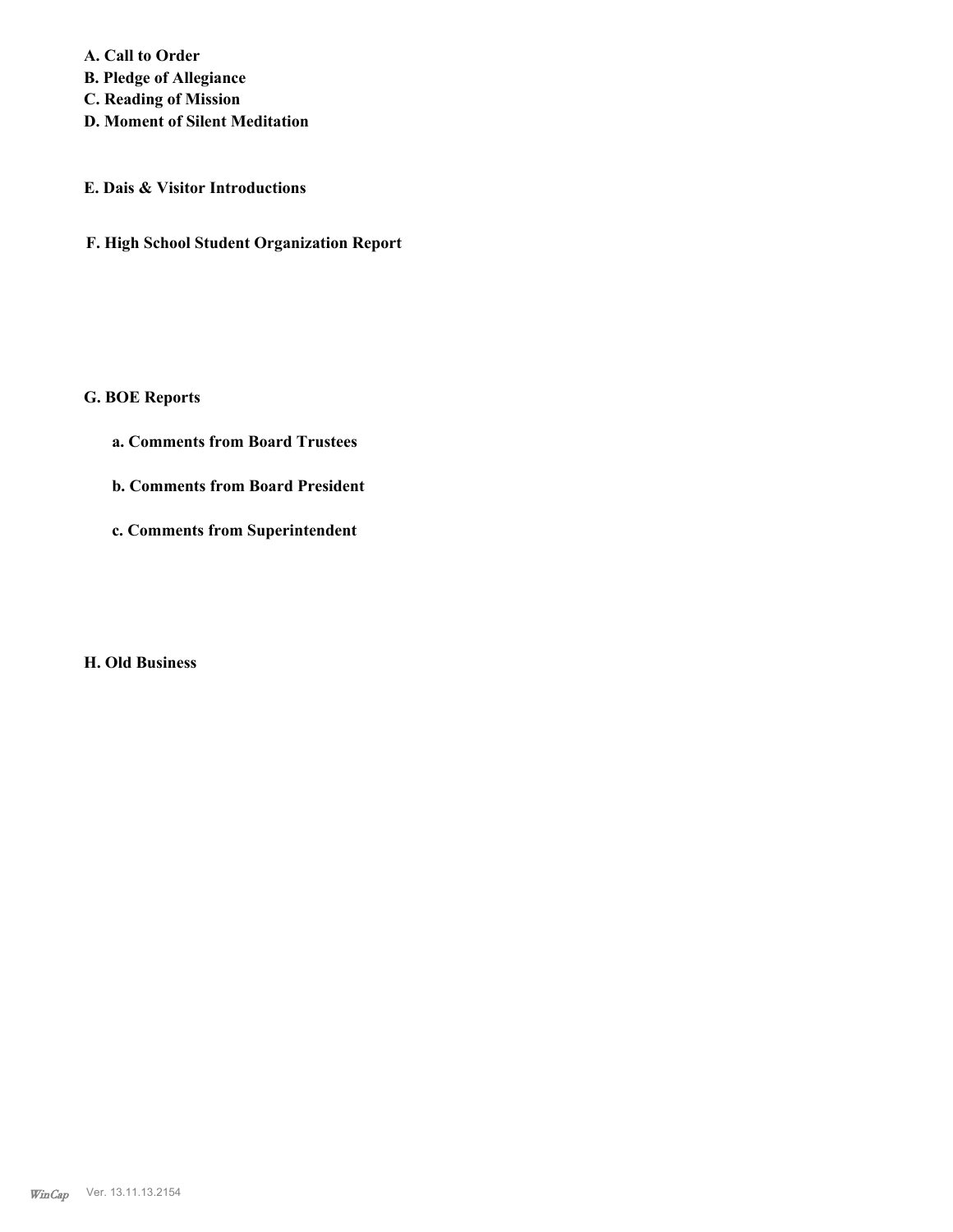**A. Call to Order**
**B. Pledge of Allegiance**
**C. Reading of Mission**
**D. Moment of Silent Meditation**

**E. Dais & Visitor Introductions**

**F. High School Student Organization Report**

**G. BOE Reports**

**a. Comments from Board Trustees**

**b. Comments from Board President**

**c. Comments from Superintendent**

**H. Old Business**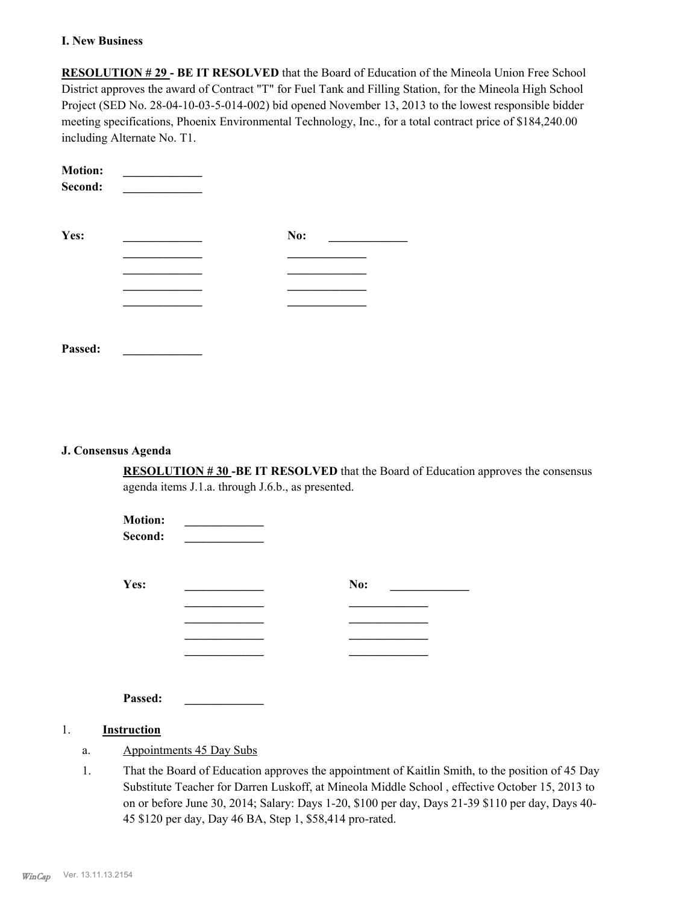### I. New Business

**RESOLUTION # 29 - BE IT RESOLVED** that the Board of Education of the Mineola Union Free School District approves the award of Contract "T" for Fuel Tank and Filling Station, for the Mineola High School Project (SED No. 28-04-10-03-5-014-002) bid opened November 13, 2013 to the lowest responsible bidder meeting specifications, Phoenix Environmental Technology, Inc., for a total contract price of $184,240.00 including Alternate No. T1.

**Motion:** _____________
**Second:** _____________

| **Yes:** | _____________ | **No:** | _____________ |
|---|---|---|---|
| | _____________ | | _____________ |
| | _____________ | | _____________ |
| | _____________ | | _____________ |
| | _____________ | | _____________ |

**Passed:** _____________

### J. Consensus Agenda

**RESOLUTION # 30 -BE IT RESOLVED** that the Board of Education approves the consensus agenda items J.1.a. through J.6.b., as presented.

**Motion:** _____________
**Second:** _____________

| **Yes:** | _____________ | **No:** | _____________ |
|---|---|---|---|
| | _____________ | | _____________ |
| | _____________ | | _____________ |
| | _____________ | | _____________ |
| | _____________ | | _____________ |

**Passed:** _____________

1. **Instruction**

   a. Appointments 45 Day Subs

   1. That the Board of Education approves the appointment of Kaitlin Smith, to the position of 45 Day Substitute Teacher for Darren Luskoff, at Mineola Middle School , effective October 15, 2013 to on or before June 30, 2014; Salary: Days 1-20, $100 per day, Days 21-39 $110 per day, Days 40-45 $120 per day, Day 46 BA, Step 1, $58,414 pro-rated.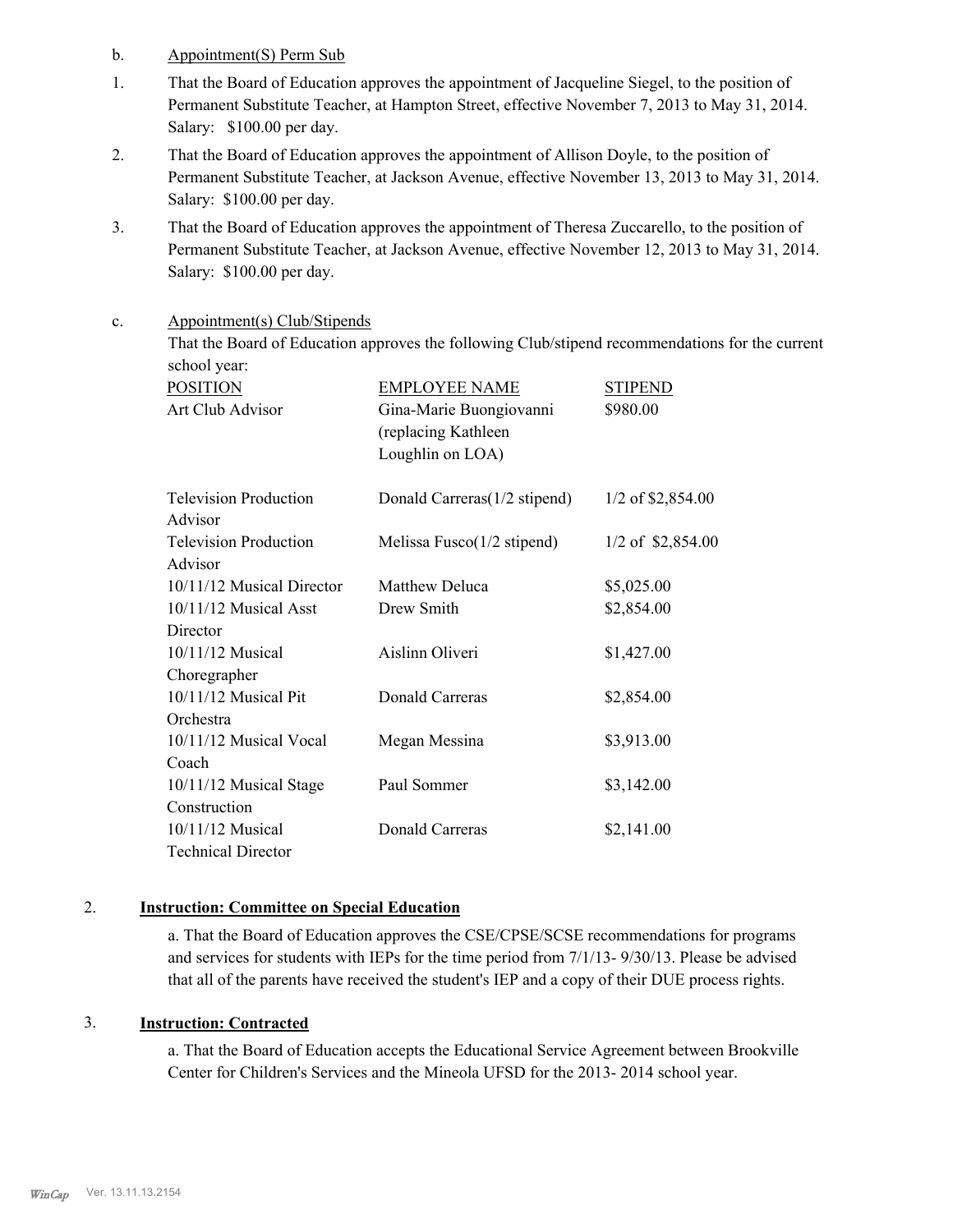b. Appointment(S) Perm Sub

1. That the Board of Education approves the appointment of Jacqueline Siegel, to the position of Permanent Substitute Teacher, at Hampton Street, effective November 7, 2013 to May 31, 2014. Salary: $100.00 per day.

2. That the Board of Education approves the appointment of Allison Doyle, to the position of Permanent Substitute Teacher, at Jackson Avenue, effective November 13, 2013 to May 31, 2014. Salary: $100.00 per day.

3. That the Board of Education approves the appointment of Theresa Zuccarello, to the position of Permanent Substitute Teacher, at Jackson Avenue, effective November 12, 2013 to May 31, 2014. Salary: $100.00 per day.

c. Appointment(s) Club/Stipends

That the Board of Education approves the following Club/stipend recommendations for the current school year:

| POSITION | EMPLOYEE NAME | STIPEND |
|---|---|---|
| Art Club Advisor | Gina-Marie Buongiovanni (replacing Kathleen Loughlin on LOA) | $980.00 |
| Television Production Advisor | Donald Carreras(1/2 stipend) | 1/2 of $2,854.00 |
| Television Production Advisor | Melissa Fusco(1/2 stipend) | 1/2 of $2,854.00 |
| 10/11/12 Musical Director | Matthew Deluca | $5,025.00 |
| 10/11/12 Musical Asst Director | Drew Smith | $2,854.00 |
| 10/11/12 Musical Choregrapher | Aislinn Oliveri | $1,427.00 |
| 10/11/12 Musical Pit Orchestra | Donald Carreras | $2,854.00 |
| 10/11/12 Musical Vocal Coach | Megan Messina | $3,913.00 |
| 10/11/12 Musical Stage Construction | Paul Sommer | $3,142.00 |
| 10/11/12 Musical Technical Director | Donald Carreras | $2,141.00 |

2. **Instruction: Committee on Special Education**

a. That the Board of Education approves the CSE/CPSE/SCSE recommendations for programs and services for students with IEPs for the time period from 7/1/13- 9/30/13. Please be advised that all of the parents have received the student's IEP and a copy of their DUE process rights.

3. **Instruction: Contracted**

a. That the Board of Education accepts the Educational Service Agreement between Brookville Center for Children's Services and the Mineola UFSD for the 2013- 2014 school year.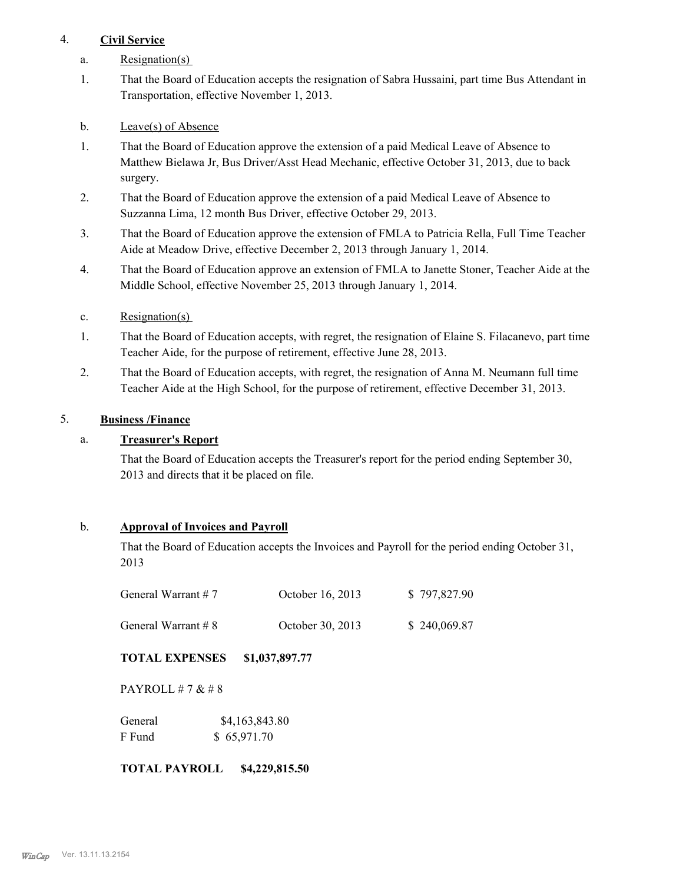4. **Civil Service**

a. Resignation(s)

1. That the Board of Education accepts the resignation of Sabra Hussaini, part time Bus Attendant in Transportation, effective November 1, 2013.

b. Leave(s) of Absence

1. That the Board of Education approve the extension of a paid Medical Leave of Absence to Matthew Bielawa Jr, Bus Driver/Asst Head Mechanic, effective October 31, 2013, due to back surgery.
2. That the Board of Education approve the extension of a paid Medical Leave of Absence to Suzzanna Lima, 12 month Bus Driver, effective October 29, 2013.
3. That the Board of Education approve the extension of FMLA to Patricia Rella, Full Time Teacher Aide at Meadow Drive, effective December 2, 2013 through January 1, 2014.
4. That the Board of Education approve an extension of FMLA to Janette Stoner, Teacher Aide at the Middle School, effective November 25, 2013 through January 1, 2014.

c. Resignation(s)

1. That the Board of Education accepts, with regret, the resignation of Elaine S. Filacanevo, part time Teacher Aide, for the purpose of retirement, effective June 28, 2013.
2. That the Board of Education accepts, with regret, the resignation of Anna M. Neumann full time Teacher Aide at the High School, for the purpose of retirement, effective December 31, 2013.

5. **Business /Finance**

a. **Treasurer's Report**

That the Board of Education accepts the Treasurer's report for the period ending September 30, 2013 and directs that it be placed on file.

b. **Approval of Invoices and Payroll**

That the Board of Education accepts the Invoices and Payroll for the period ending October 31, 2013

| | | |
|---|---|---|
| General Warrant # 7 | October 16, 2013 | $ 797,827.90 |
| General Warrant # 8 | October 30, 2013 | $ 240,069.87 |

**TOTAL EXPENSES $1,037,897.77**

PAYROLL # 7 & # 8

| | |
|---|---|
| General | $4,163,843.80 |
| F Fund | $ 65,971.70 |

**TOTAL PAYROLL $4,229,815.50**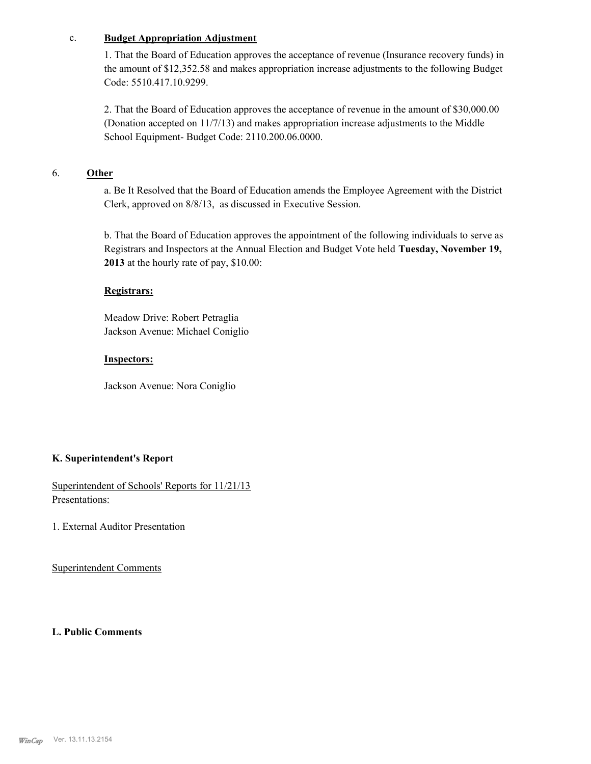c. **Budget Appropriation Adjustment**

1. That the Board of Education approves the acceptance of revenue (Insurance recovery funds) in the amount of $12,352.58 and makes appropriation increase adjustments to the following Budget Code: 5510.417.10.9299.

2. That the Board of Education approves the acceptance of revenue in the amount of $30,000.00 (Donation accepted on 11/7/13) and makes appropriation increase adjustments to the Middle School Equipment- Budget Code: 2110.200.06.0000.

6. **Other**

a. Be It Resolved that the Board of Education amends the Employee Agreement with the District Clerk, approved on 8/8/13, as discussed in Executive Session.

b. That the Board of Education approves the appointment of the following individuals to serve as Registrars and Inspectors at the Annual Election and Budget Vote held **Tuesday, November 19, 2013** at the hourly rate of pay, $10.00:

**Registrars:**

Meadow Drive: Robert Petraglia
Jackson Avenue: Michael Coniglio

**Inspectors:**

Jackson Avenue: Nora Coniglio

### K. Superintendent's Report

Superintendent of Schools' Reports for 11/21/13
Presentations:

1. External Auditor Presentation

Superintendent Comments

### L. Public Comments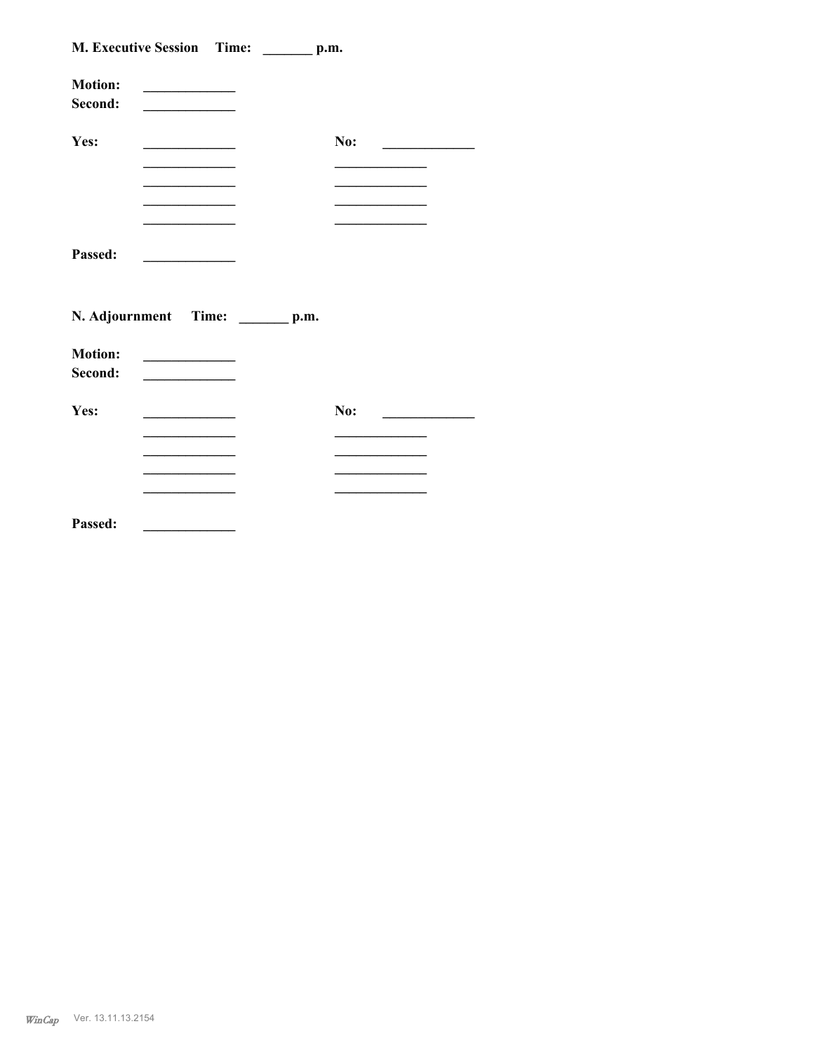**M. Executive Session     Time: _______ p.m.**

**Motion:** _____________
**Second:** _____________

| | | | |
|---|---|---|---|
| **Yes:** | _____________ | **No:** | _____________ |
| | _____________ | | _____________ |
| | _____________ | | _____________ |
| | _____________ | | _____________ |
| | _____________ | | _____________ |

**Passed:** _____________

**N. Adjournment     Time: _______ p.m.**

**Motion:** _____________
**Second:** _____________

| | | | |
|---|---|---|---|
| **Yes:** | _____________ | **No:** | _____________ |
| | _____________ | | _____________ |
| | _____________ | | _____________ |
| | _____________ | | _____________ |
| | _____________ | | _____________ |

**Passed:** _____________

*WinCap*   Ver. 13.11.13.2154